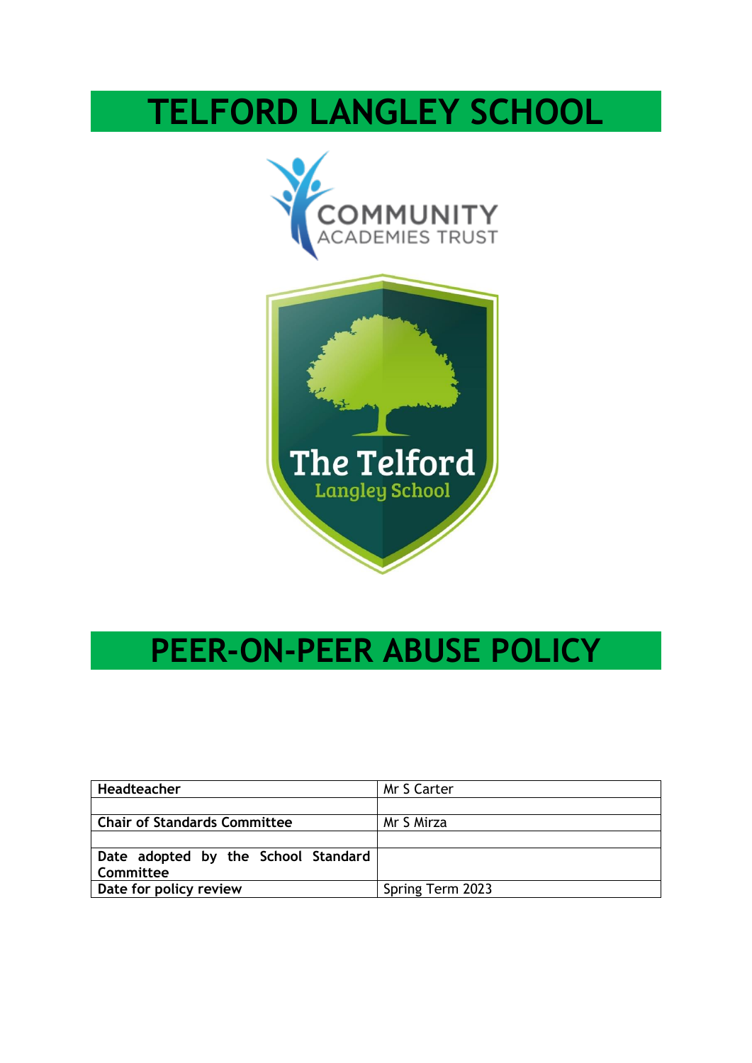# TELFORD LANGLEY SCHOOL

# PEER-ON-PEER ABUSE POLICY

| Headteacher | Mr S Carter |
| --- | --- |
| | |
| Chair of Standards Committee | Mr S Mirza |
| | |
| Date adopted by the School Standard Committee | |
| Date for policy review | Spring Term 2023 |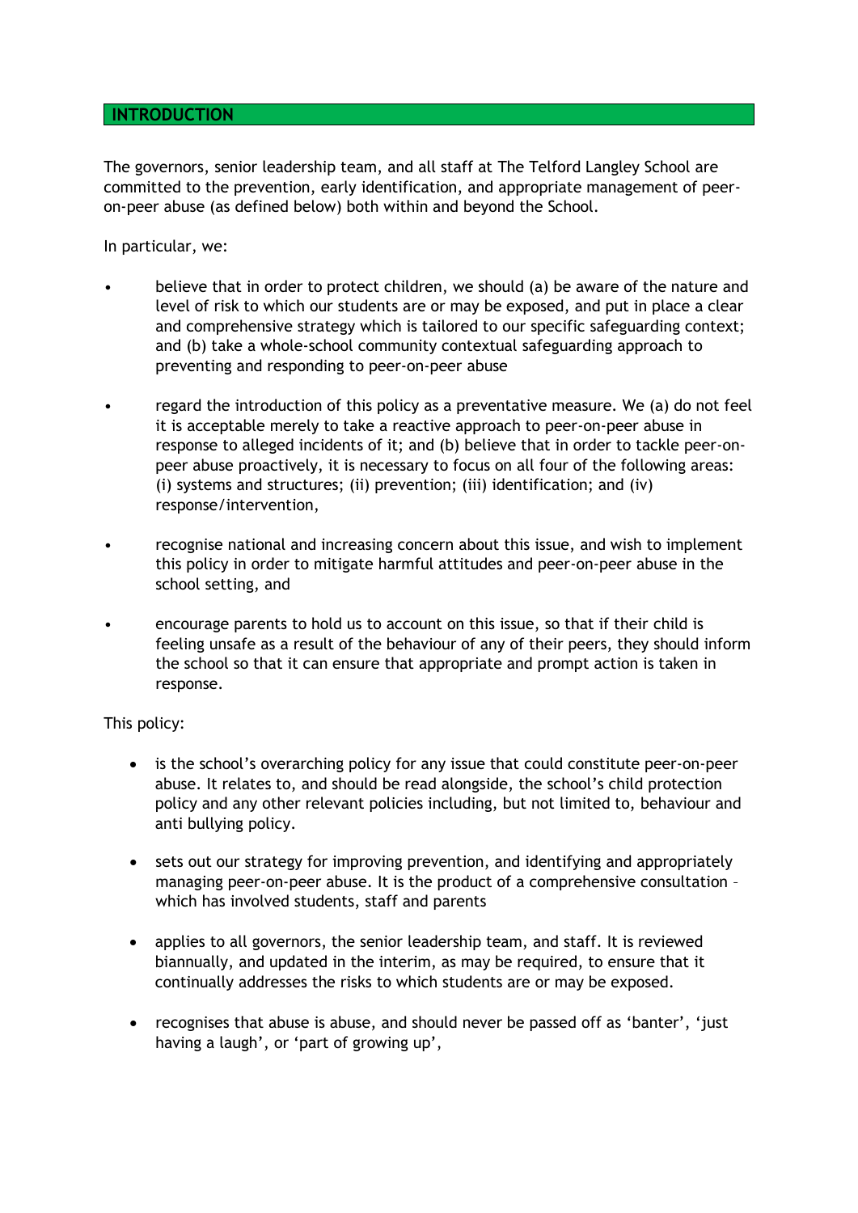## INTRODUCTION

The governors, senior leadership team, and all staff at The Telford Langley School are committed to the prevention, early identification, and appropriate management of peer-on-peer abuse (as defined below) both within and beyond the School.

In particular, we:

- believe that in order to protect children, we should (a) be aware of the nature and level of risk to which our students are or may be exposed, and put in place a clear and comprehensive strategy which is tailored to our specific safeguarding context; and (b) take a whole-school community contextual safeguarding approach to preventing and responding to peer-on-peer abuse
- regard the introduction of this policy as a preventative measure. We (a) do not feel it is acceptable merely to take a reactive approach to peer-on-peer abuse in response to alleged incidents of it; and (b) believe that in order to tackle peer-on-peer abuse proactively, it is necessary to focus on all four of the following areas: (i) systems and structures; (ii) prevention; (iii) identification; and (iv) response/intervention,
- recognise national and increasing concern about this issue, and wish to implement this policy in order to mitigate harmful attitudes and peer-on-peer abuse in the school setting, and
- encourage parents to hold us to account on this issue, so that if their child is feeling unsafe as a result of the behaviour of any of their peers, they should inform the school so that it can ensure that appropriate and prompt action is taken in response.

This policy:

- is the school's overarching policy for any issue that could constitute peer-on-peer abuse. It relates to, and should be read alongside, the school's child protection policy and any other relevant policies including, but not limited to, behaviour and anti bullying policy.
- sets out our strategy for improving prevention, and identifying and appropriately managing peer-on-peer abuse. It is the product of a comprehensive consultation – which has involved students, staff and parents
- applies to all governors, the senior leadership team, and staff. It is reviewed biannually, and updated in the interim, as may be required, to ensure that it continually addresses the risks to which students are or may be exposed.
- recognises that abuse is abuse, and should never be passed off as 'banter', 'just having a laugh', or 'part of growing up',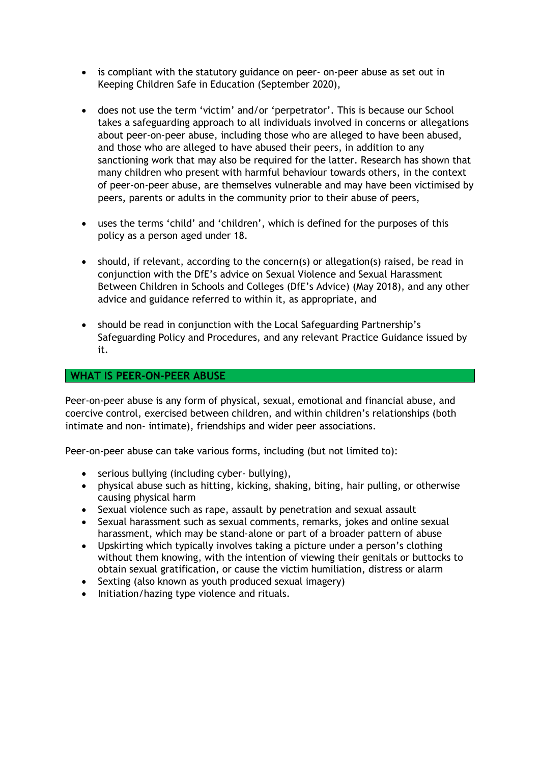- is compliant with the statutory guidance on peer- on-peer abuse as set out in Keeping Children Safe in Education (September 2020),

- does not use the term 'victim' and/or 'perpetrator'. This is because our School takes a safeguarding approach to all individuals involved in concerns or allegations about peer-on-peer abuse, including those who are alleged to have been abused, and those who are alleged to have abused their peers, in addition to any sanctioning work that may also be required for the latter. Research has shown that many children who present with harmful behaviour towards others, in the context of peer-on-peer abuse, are themselves vulnerable and may have been victimised by peers, parents or adults in the community prior to their abuse of peers,

- uses the terms 'child' and 'children', which is defined for the purposes of this policy as a person aged under 18.

- should, if relevant, according to the concern(s) or allegation(s) raised, be read in conjunction with the DfE's advice on Sexual Violence and Sexual Harassment Between Children in Schools and Colleges (DfE's Advice) (May 2018), and any other advice and guidance referred to within it, as appropriate, and

- should be read in conjunction with the Local Safeguarding Partnership's Safeguarding Policy and Procedures, and any relevant Practice Guidance issued by it.

## WHAT IS PEER-ON-PEER ABUSE

Peer-on-peer abuse is any form of physical, sexual, emotional and financial abuse, and coercive control, exercised between children, and within children's relationships (both intimate and non- intimate), friendships and wider peer associations.

Peer-on-peer abuse can take various forms, including (but not limited to):

- serious bullying (including cyber- bullying),
- physical abuse such as hitting, kicking, shaking, biting, hair pulling, or otherwise causing physical harm
- Sexual violence such as rape, assault by penetration and sexual assault
- Sexual harassment such as sexual comments, remarks, jokes and online sexual harassment, which may be stand-alone or part of a broader pattern of abuse
- Upskirting which typically involves taking a picture under a person's clothing without them knowing, with the intention of viewing their genitals or buttocks to obtain sexual gratification, or cause the victim humiliation, distress or alarm
- Sexting (also known as youth produced sexual imagery)
- Initiation/hazing type violence and rituals.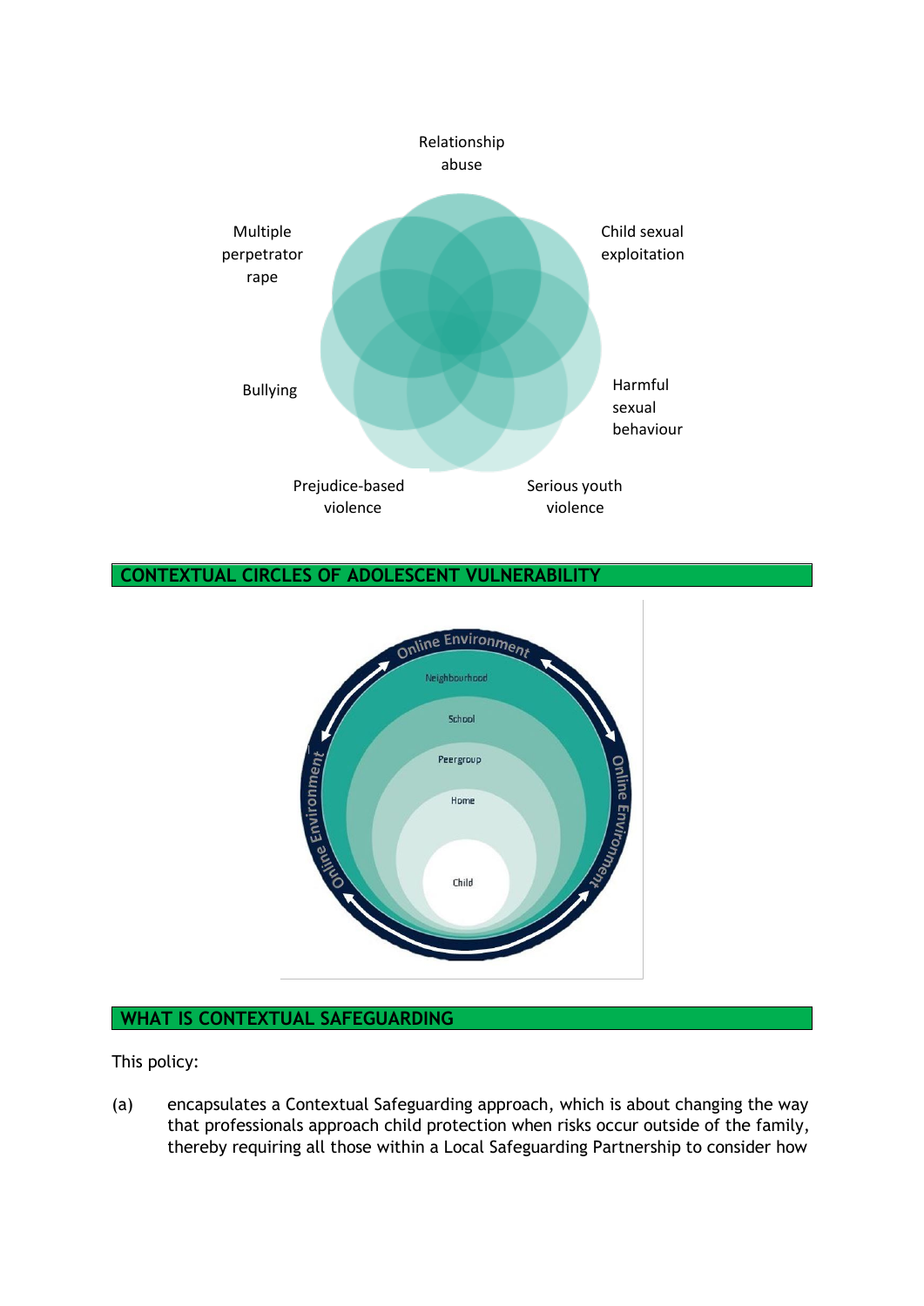Relationship abuse

Child sexual exploitation

Harmful sexual behaviour

Serious youth violence

Prejudice-based violence

Bullying

Multiple perpetrator rape

## CONTEXTUAL CIRCLES OF ADOLESCENT VULNERABILITY

Online Environment

Neighbourhood

School

Peergroup

Home

Child

## WHAT IS CONTEXTUAL SAFEGUARDING

This policy:

(a) encapsulates a Contextual Safeguarding approach, which is about changing the way that professionals approach child protection when risks occur outside of the family, thereby requiring all those within a Local Safeguarding Partnership to consider how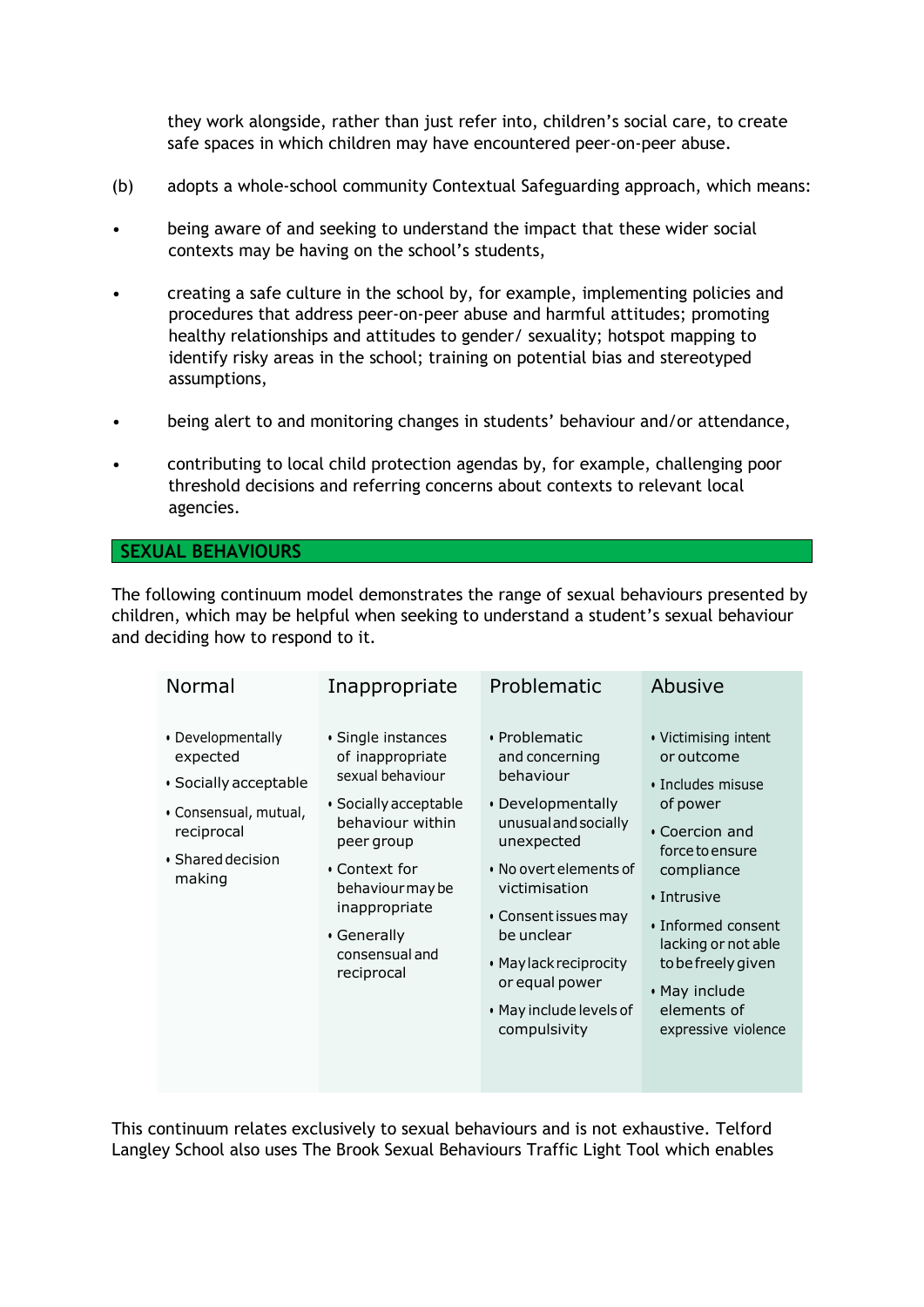they work alongside, rather than just refer into, children's social care, to create safe spaces in which children may have encountered peer-on-peer abuse.

(b) adopts a whole-school community Contextual Safeguarding approach, which means:

- being aware of and seeking to understand the impact that these wider social contexts may be having on the school's students,
- creating a safe culture in the school by, for example, implementing policies and procedures that address peer-on-peer abuse and harmful attitudes; promoting healthy relationships and attitudes to gender/ sexuality; hotspot mapping to identify risky areas in the school; training on potential bias and stereotyped assumptions,
- being alert to and monitoring changes in students' behaviour and/or attendance,
- contributing to local child protection agendas by, for example, challenging poor threshold decisions and referring concerns about contexts to relevant local agencies.

## SEXUAL BEHAVIOURS

The following continuum model demonstrates the range of sexual behaviours presented by children, which may be helpful when seeking to understand a student's sexual behaviour and deciding how to respond to it.

| Normal | Inappropriate | Problematic | Abusive |
|---|---|---|---|
| • Developmentally expected<br>• Socially acceptable<br>• Consensual, mutual, reciprocal<br>• Shared decision making | • Single instances of inappropriate sexual behaviour<br>• Socially acceptable behaviour within peer group<br>• Context for behaviour may be inappropriate<br>• Generally consensual and reciprocal | • Problematic and concerning behaviour<br>• Developmentally unusual and socially unexpected<br>• No overt elements of victimisation<br>• Consent issues may be unclear<br>• May lack reciprocity or equal power<br>• May include levels of compulsivity | • Victimising intent or outcome<br>• Includes misuse of power<br>• Coercion and force to ensure compliance<br>• Intrusive<br>• Informed consent lacking or not able to be freely given<br>• May include elements of expressive violence |

This continuum relates exclusively to sexual behaviours and is not exhaustive. Telford Langley School also uses The Brook Sexual Behaviours Traffic Light Tool which enables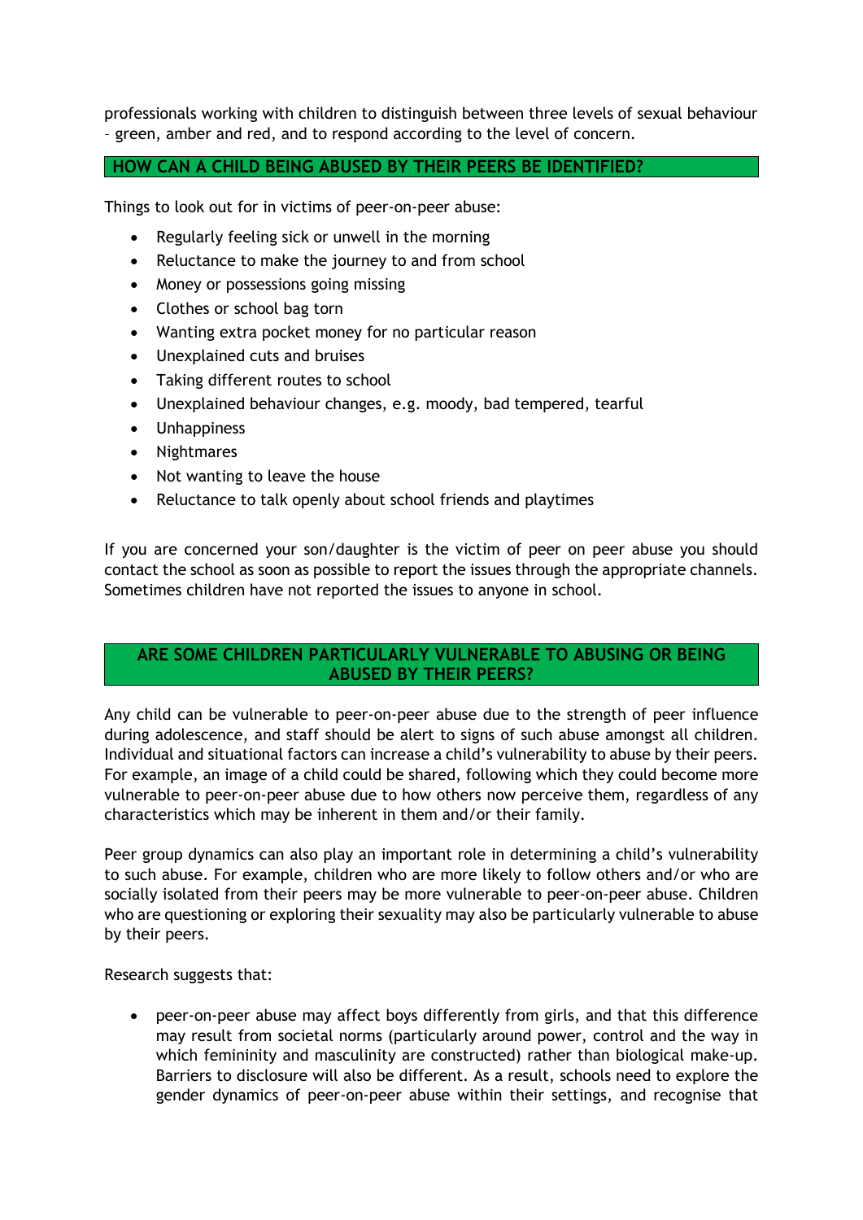professionals working with children to distinguish between three levels of sexual behaviour – green, amber and red, and to respond according to the level of concern.

## HOW CAN A CHILD BEING ABUSED BY THEIR PEERS BE IDENTIFIED?

Things to look out for in victims of peer-on-peer abuse:

- Regularly feeling sick or unwell in the morning
- Reluctance to make the journey to and from school
- Money or possessions going missing
- Clothes or school bag torn
- Wanting extra pocket money for no particular reason
- Unexplained cuts and bruises
- Taking different routes to school
- Unexplained behaviour changes, e.g. moody, bad tempered, tearful
- Unhappiness
- Nightmares
- Not wanting to leave the house
- Reluctance to talk openly about school friends and playtimes

If you are concerned your son/daughter is the victim of peer on peer abuse you should contact the school as soon as possible to report the issues through the appropriate channels. Sometimes children have not reported the issues to anyone in school.

## ARE SOME CHILDREN PARTICULARLY VULNERABLE TO ABUSING OR BEING ABUSED BY THEIR PEERS?

Any child can be vulnerable to peer-on-peer abuse due to the strength of peer influence during adolescence, and staff should be alert to signs of such abuse amongst all children. Individual and situational factors can increase a child's vulnerability to abuse by their peers. For example, an image of a child could be shared, following which they could become more vulnerable to peer-on-peer abuse due to how others now perceive them, regardless of any characteristics which may be inherent in them and/or their family.

Peer group dynamics can also play an important role in determining a child's vulnerability to such abuse. For example, children who are more likely to follow others and/or who are socially isolated from their peers may be more vulnerable to peer-on-peer abuse. Children who are questioning or exploring their sexuality may also be particularly vulnerable to abuse by their peers.

Research suggests that:

- peer-on-peer abuse may affect boys differently from girls, and that this difference may result from societal norms (particularly around power, control and the way in which femininity and masculinity are constructed) rather than biological make-up. Barriers to disclosure will also be different. As a result, schools need to explore the gender dynamics of peer-on-peer abuse within their settings, and recognise that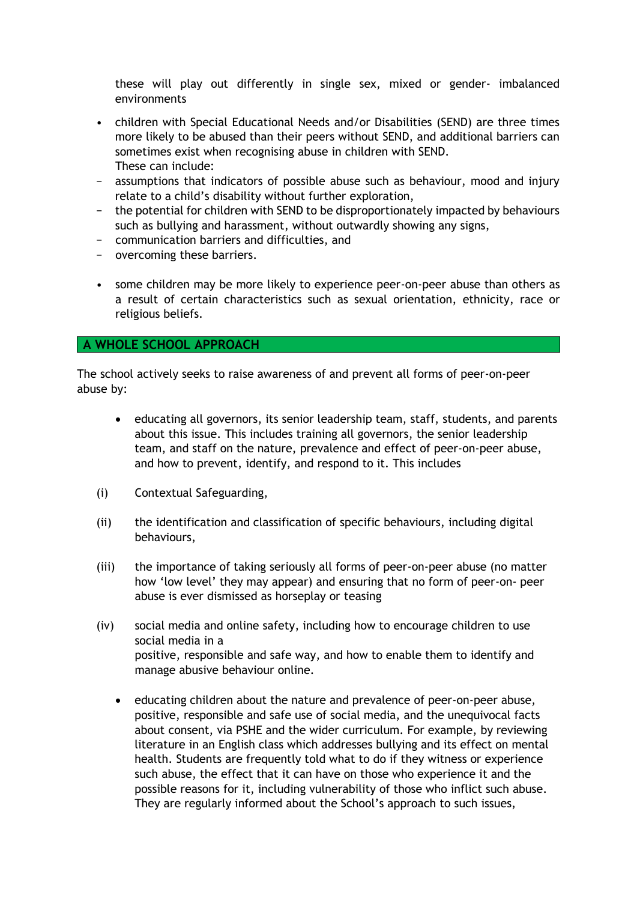these will play out differently in single sex, mixed or gender- imbalanced environments

- children with Special Educational Needs and/or Disabilities (SEND) are three times more likely to be abused than their peers without SEND, and additional barriers can sometimes exist when recognising abuse in children with SEND. These can include:
  - assumptions that indicators of possible abuse such as behaviour, mood and injury relate to a child's disability without further exploration,
  - the potential for children with SEND to be disproportionately impacted by behaviours such as bullying and harassment, without outwardly showing any signs,
  - communication barriers and difficulties, and
  - overcoming these barriers.

- some children may be more likely to experience peer-on-peer abuse than others as a result of certain characteristics such as sexual orientation, ethnicity, race or religious beliefs.

## A WHOLE SCHOOL APPROACH

The school actively seeks to raise awareness of and prevent all forms of peer-on-peer abuse by:

- educating all governors, its senior leadership team, staff, students, and parents about this issue. This includes training all governors, the senior leadership team, and staff on the nature, prevalence and effect of peer-on-peer abuse, and how to prevent, identify, and respond to it. This includes

  (i) Contextual Safeguarding,

  (ii) the identification and classification of specific behaviours, including digital behaviours,

  (iii) the importance of taking seriously all forms of peer-on-peer abuse (no matter how 'low level' they may appear) and ensuring that no form of peer-on- peer abuse is ever dismissed as horseplay or teasing

  (iv) social media and online safety, including how to encourage children to use social media in a positive, responsible and safe way, and how to enable them to identify and manage abusive behaviour online.

- educating children about the nature and prevalence of peer-on-peer abuse, positive, responsible and safe use of social media, and the unequivocal facts about consent, via PSHE and the wider curriculum. For example, by reviewing literature in an English class which addresses bullying and its effect on mental health. Students are frequently told what to do if they witness or experience such abuse, the effect that it can have on those who experience it and the possible reasons for it, including vulnerability of those who inflict such abuse. They are regularly informed about the School's approach to such issues,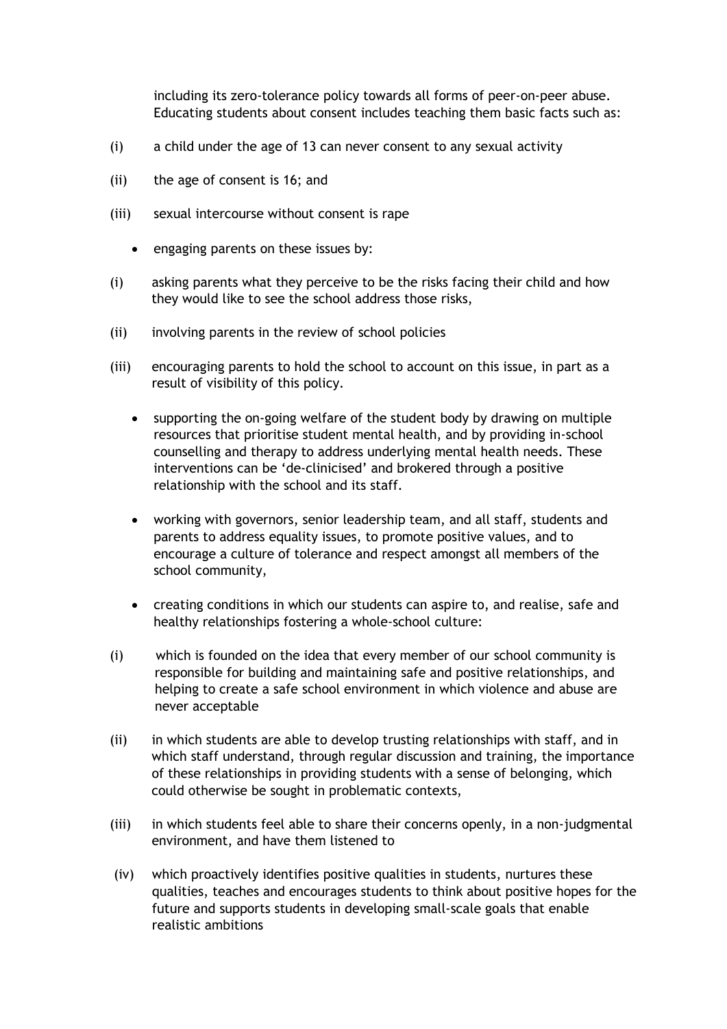including its zero-tolerance policy towards all forms of peer-on-peer abuse. Educating students about consent includes teaching them basic facts such as:

(i) a child under the age of 13 can never consent to any sexual activity

(ii) the age of consent is 16; and

(iii) sexual intercourse without consent is rape

- engaging parents on these issues by:

(i) asking parents what they perceive to be the risks facing their child and how they would like to see the school address those risks,

(ii) involving parents in the review of school policies

(iii) encouraging parents to hold the school to account on this issue, in part as a result of visibility of this policy.

- supporting the on-going welfare of the student body by drawing on multiple resources that prioritise student mental health, and by providing in-school counselling and therapy to address underlying mental health needs. These interventions can be 'de-clinicised' and brokered through a positive relationship with the school and its staff.

- working with governors, senior leadership team, and all staff, students and parents to address equality issues, to promote positive values, and to encourage a culture of tolerance and respect amongst all members of the school community,

- creating conditions in which our students can aspire to, and realise, safe and healthy relationships fostering a whole-school culture:

(i) which is founded on the idea that every member of our school community is responsible for building and maintaining safe and positive relationships, and helping to create a safe school environment in which violence and abuse are never acceptable

(ii) in which students are able to develop trusting relationships with staff, and in which staff understand, through regular discussion and training, the importance of these relationships in providing students with a sense of belonging, which could otherwise be sought in problematic contexts,

(iii) in which students feel able to share their concerns openly, in a non-judgmental environment, and have them listened to

(iv) which proactively identifies positive qualities in students, nurtures these qualities, teaches and encourages students to think about positive hopes for the future and supports students in developing small-scale goals that enable realistic ambitions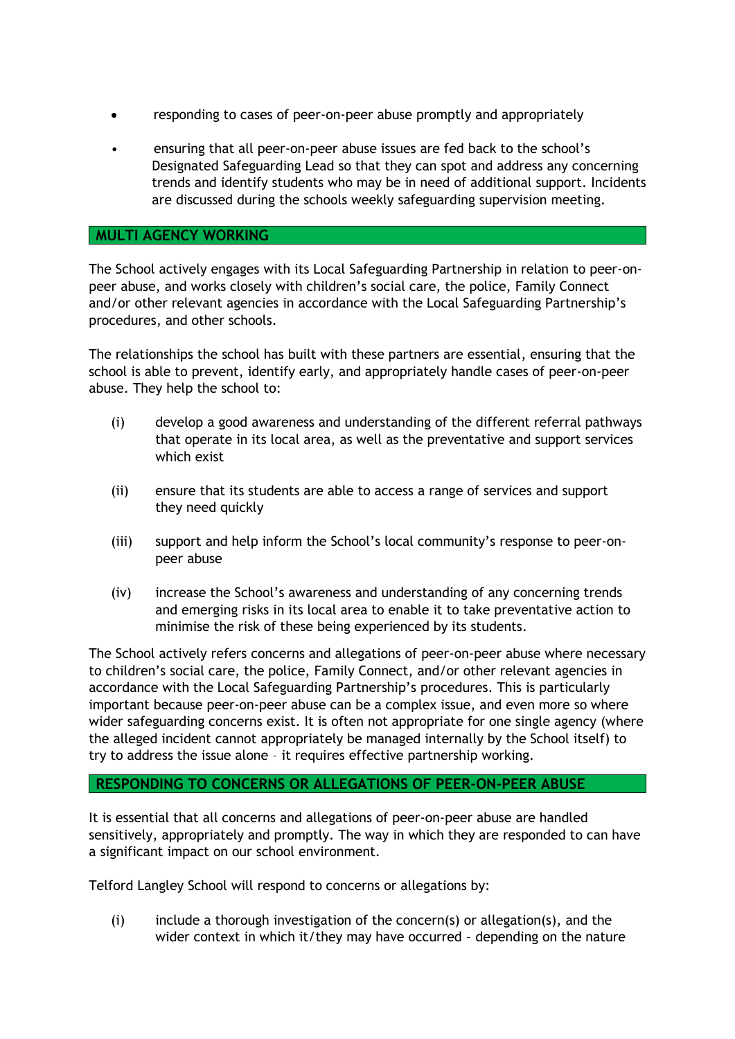- responding to cases of peer-on-peer abuse promptly and appropriately
- ensuring that all peer-on-peer abuse issues are fed back to the school's Designated Safeguarding Lead so that they can spot and address any concerning trends and identify students who may be in need of additional support. Incidents are discussed during the schools weekly safeguarding supervision meeting.

## MULTI AGENCY WORKING

The School actively engages with its Local Safeguarding Partnership in relation to peer-on-peer abuse, and works closely with children's social care, the police, Family Connect and/or other relevant agencies in accordance with the Local Safeguarding Partnership's procedures, and other schools.

The relationships the school has built with these partners are essential, ensuring that the school is able to prevent, identify early, and appropriately handle cases of peer-on-peer abuse. They help the school to:

(i) develop a good awareness and understanding of the different referral pathways that operate in its local area, as well as the preventative and support services which exist

(ii) ensure that its students are able to access a range of services and support they need quickly

(iii) support and help inform the School's local community's response to peer-on-peer abuse

(iv) increase the School's awareness and understanding of any concerning trends and emerging risks in its local area to enable it to take preventative action to minimise the risk of these being experienced by its students.

The School actively refers concerns and allegations of peer-on-peer abuse where necessary to children's social care, the police, Family Connect, and/or other relevant agencies in accordance with the Local Safeguarding Partnership's procedures. This is particularly important because peer-on-peer abuse can be a complex issue, and even more so where wider safeguarding concerns exist. It is often not appropriate for one single agency (where the alleged incident cannot appropriately be managed internally by the School itself) to try to address the issue alone – it requires effective partnership working.

## RESPONDING TO CONCERNS OR ALLEGATIONS OF PEER-ON-PEER ABUSE

It is essential that all concerns and allegations of peer-on-peer abuse are handled sensitively, appropriately and promptly. The way in which they are responded to can have a significant impact on our school environment.

Telford Langley School will respond to concerns or allegations by:

(i) include a thorough investigation of the concern(s) or allegation(s), and the wider context in which it/they may have occurred – depending on the nature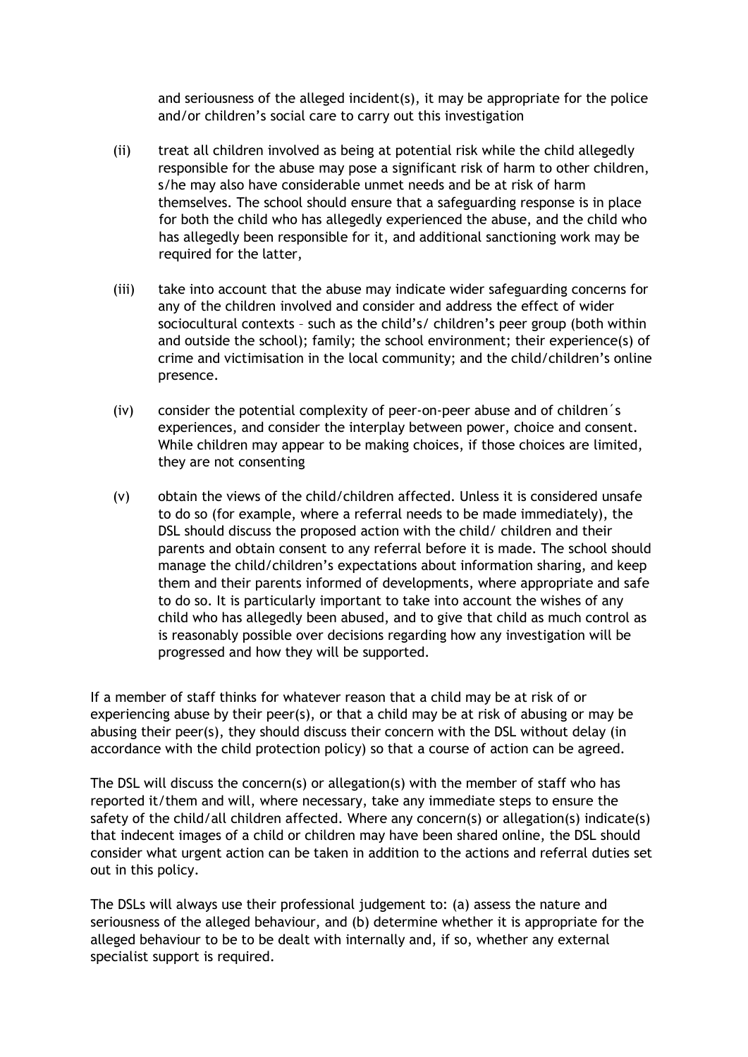and seriousness of the alleged incident(s), it may be appropriate for the police and/or children's social care to carry out this investigation

(ii) treat all children involved as being at potential risk while the child allegedly responsible for the abuse may pose a significant risk of harm to other children, s/he may also have considerable unmet needs and be at risk of harm themselves. The school should ensure that a safeguarding response is in place for both the child who has allegedly experienced the abuse, and the child who has allegedly been responsible for it, and additional sanctioning work may be required for the latter,

(iii) take into account that the abuse may indicate wider safeguarding concerns for any of the children involved and consider and address the effect of wider sociocultural contexts – such as the child's/ children's peer group (both within and outside the school); family; the school environment; their experience(s) of crime and victimisation in the local community; and the child/children's online presence.

(iv) consider the potential complexity of peer-on-peer abuse and of children´s experiences, and consider the interplay between power, choice and consent. While children may appear to be making choices, if those choices are limited, they are not consenting

(v) obtain the views of the child/children affected. Unless it is considered unsafe to do so (for example, where a referral needs to be made immediately), the DSL should discuss the proposed action with the child/ children and their parents and obtain consent to any referral before it is made. The school should manage the child/children's expectations about information sharing, and keep them and their parents informed of developments, where appropriate and safe to do so. It is particularly important to take into account the wishes of any child who has allegedly been abused, and to give that child as much control as is reasonably possible over decisions regarding how any investigation will be progressed and how they will be supported.

If a member of staff thinks for whatever reason that a child may be at risk of or experiencing abuse by their peer(s), or that a child may be at risk of abusing or may be abusing their peer(s), they should discuss their concern with the DSL without delay (in accordance with the child protection policy) so that a course of action can be agreed.

The DSL will discuss the concern(s) or allegation(s) with the member of staff who has reported it/them and will, where necessary, take any immediate steps to ensure the safety of the child/all children affected. Where any concern(s) or allegation(s) indicate(s) that indecent images of a child or children may have been shared online, the DSL should consider what urgent action can be taken in addition to the actions and referral duties set out in this policy.

The DSLs will always use their professional judgement to: (a) assess the nature and seriousness of the alleged behaviour, and (b) determine whether it is appropriate for the alleged behaviour to be to be dealt with internally and, if so, whether any external specialist support is required.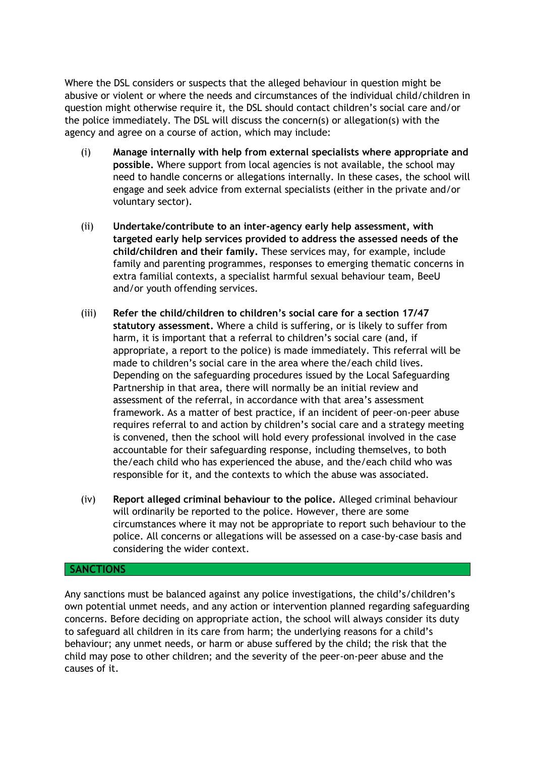Where the DSL considers or suspects that the alleged behaviour in question might be abusive or violent or where the needs and circumstances of the individual child/children in question might otherwise require it, the DSL should contact children's social care and/or the police immediately. The DSL will discuss the concern(s) or allegation(s) with the agency and agree on a course of action, which may include:

(i) **Manage internally with help from external specialists where appropriate and possible.** Where support from local agencies is not available, the school may need to handle concerns or allegations internally. In these cases, the school will engage and seek advice from external specialists (either in the private and/or voluntary sector).

(ii) **Undertake/contribute to an inter-agency early help assessment, with targeted early help services provided to address the assessed needs of the child/children and their family.** These services may, for example, include family and parenting programmes, responses to emerging thematic concerns in extra familial contexts, a specialist harmful sexual behaviour team, BeeU and/or youth offending services.

(iii) **Refer the child/children to children's social care for a section 17/47 statutory assessment.** Where a child is suffering, or is likely to suffer from harm, it is important that a referral to children's social care (and, if appropriate, a report to the police) is made immediately. This referral will be made to children's social care in the area where the/each child lives. Depending on the safeguarding procedures issued by the Local Safeguarding Partnership in that area, there will normally be an initial review and assessment of the referral, in accordance with that area's assessment framework. As a matter of best practice, if an incident of peer-on-peer abuse requires referral to and action by children's social care and a strategy meeting is convened, then the school will hold every professional involved in the case accountable for their safeguarding response, including themselves, to both the/each child who has experienced the abuse, and the/each child who was responsible for it, and the contexts to which the abuse was associated.

(iv) **Report alleged criminal behaviour to the police.** Alleged criminal behaviour will ordinarily be reported to the police. However, there are some circumstances where it may not be appropriate to report such behaviour to the police. All concerns or allegations will be assessed on a case-by-case basis and considering the wider context.

## SANCTIONS

Any sanctions must be balanced against any police investigations, the child's/children's own potential unmet needs, and any action or intervention planned regarding safeguarding concerns. Before deciding on appropriate action, the school will always consider its duty to safeguard all children in its care from harm; the underlying reasons for a child's behaviour; any unmet needs, or harm or abuse suffered by the child; the risk that the child may pose to other children; and the severity of the peer-on-peer abuse and the causes of it.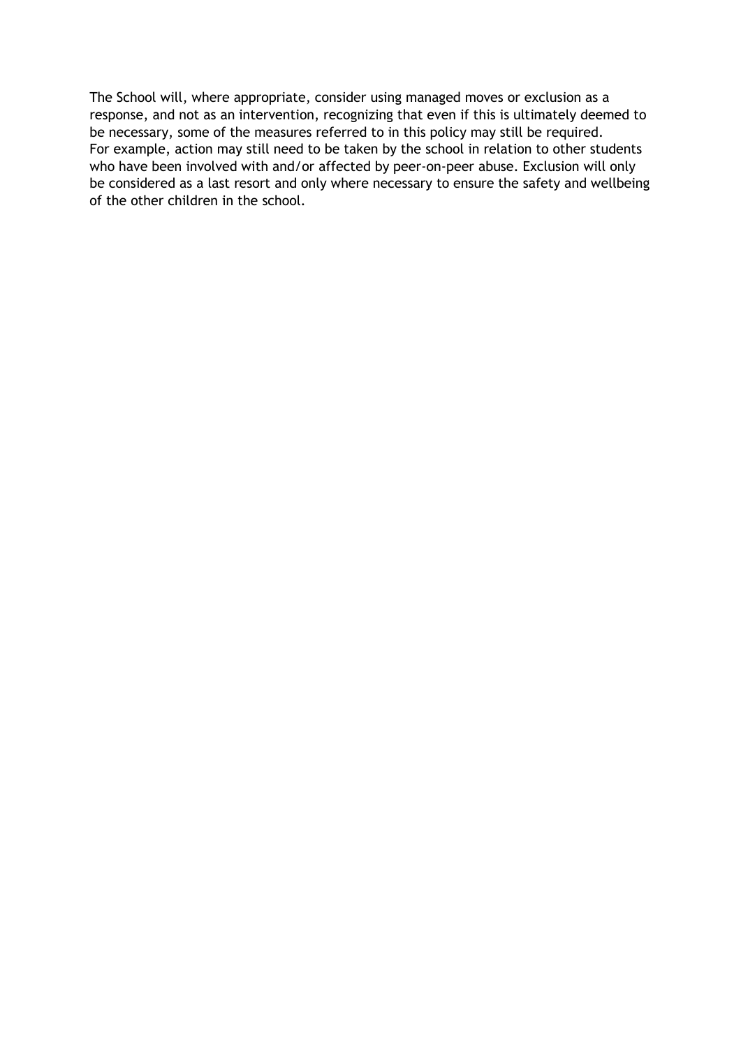The School will, where appropriate, consider using managed moves or exclusion as a response, and not as an intervention, recognizing that even if this is ultimately deemed to be necessary, some of the measures referred to in this policy may still be required. For example, action may still need to be taken by the school in relation to other students who have been involved with and/or affected by peer-on-peer abuse. Exclusion will only be considered as a last resort and only where necessary to ensure the safety and wellbeing of the other children in the school.